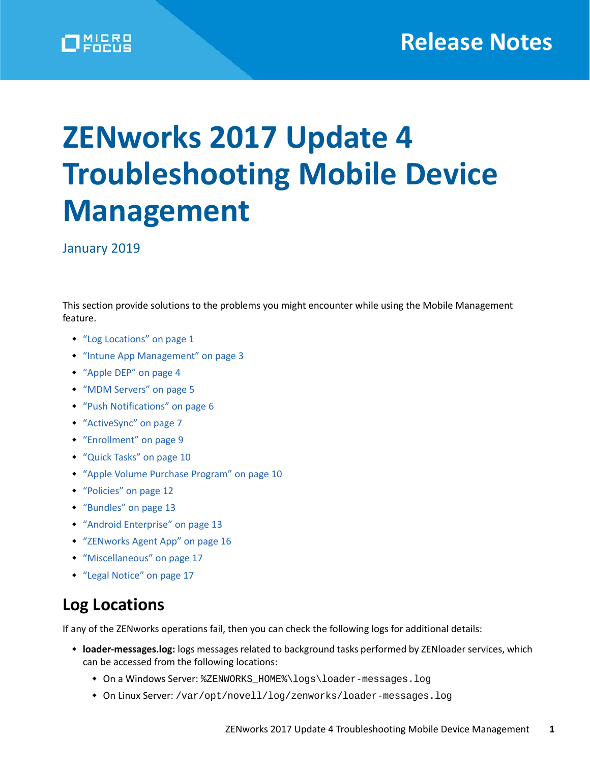Release Notes

# ZENworks 2017 Update 4 Troubleshooting Mobile Device Management

January 2019

This section provide solutions to the problems you might encounter while using the Mobile Management feature.

- "Log Locations" on page 1
- "Intune App Management" on page 3
- "Apple DEP" on page 4
- "MDM Servers" on page 5
- "Push Notifications" on page 6
- "ActiveSync" on page 7
- "Enrollment" on page 9
- "Quick Tasks" on page 10
- "Apple Volume Purchase Program" on page 10
- "Policies" on page 12
- "Bundles" on page 13
- "Android Enterprise" on page 13
- "ZENworks Agent App" on page 16
- "Miscellaneous" on page 17
- "Legal Notice" on page 17

## Log Locations

If any of the ZENworks operations fail, then you can check the following logs for additional details:

- **loader-messages.log:** logs messages related to background tasks performed by ZENloader services, which can be accessed from the following locations:
  - On a Windows Server: `%ZENWORKS_HOME%\logs\loader-messages.log`
  - On Linux Server: `/var/opt/novell/log/zenworks/loader-messages.log`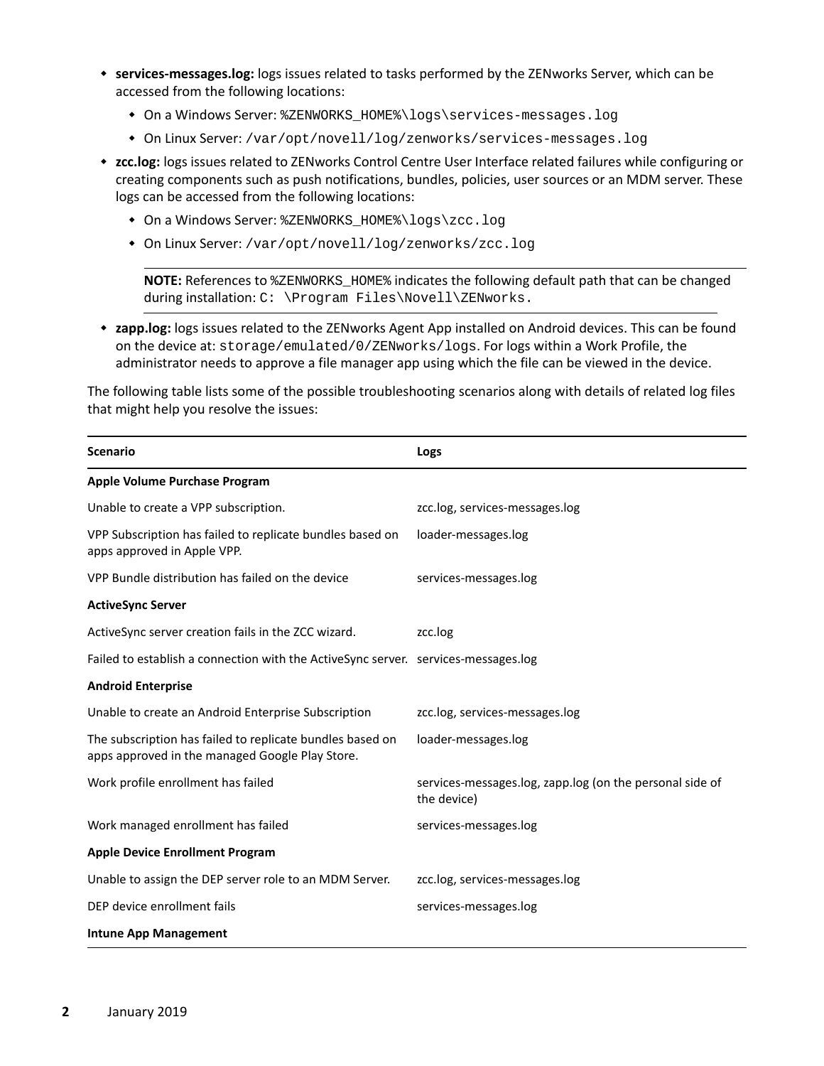- **services-messages.log:** logs issues related to tasks performed by the ZENworks Server, which can be accessed from the following locations:
  - On a Windows Server: `%ZENWORKS_HOME%\logs\services-messages.log`
  - On Linux Server: `/var/opt/novell/log/zenworks/services-messages.log`
- **zcc.log:** logs issues related to ZENworks Control Centre User Interface related failures while configuring or creating components such as push notifications, bundles, policies, user sources or an MDM server. These logs can be accessed from the following locations:
  - On a Windows Server: `%ZENWORKS_HOME%\logs\zcc.log`
  - On Linux Server: `/var/opt/novell/log/zenworks/zcc.log`

  **NOTE:** References to `%ZENWORKS_HOME%` indicates the following default path that can be changed during installation: `C: \Program Files\Novell\ZENworks.`

- **zapp.log:** logs issues related to the ZENworks Agent App installed on Android devices. This can be found on the device at: `storage/emulated/0/ZENworks/logs`. For logs within a Work Profile, the administrator needs to approve a file manager app using which the file can be viewed in the device.

The following table lists some of the possible troubleshooting scenarios along with details of related log files that might help you resolve the issues:

| Scenario | Logs |
|---|---|
| **Apple Volume Purchase Program** | |
| Unable to create a VPP subscription. | zcc.log, services-messages.log |
| VPP Subscription has failed to replicate bundles based on apps approved in Apple VPP. | loader-messages.log |
| VPP Bundle distribution has failed on the device | services-messages.log |
| **ActiveSync Server** | |
| ActiveSync server creation fails in the ZCC wizard. | zcc.log |
| Failed to establish a connection with the ActiveSync server. | services-messages.log |
| **Android Enterprise** | |
| Unable to create an Android Enterprise Subscription | zcc.log, services-messages.log |
| The subscription has failed to replicate bundles based on apps approved in the managed Google Play Store. | loader-messages.log |
| Work profile enrollment has failed | services-messages.log, zapp.log (on the personal side of the device) |
| Work managed enrollment has failed | services-messages.log |
| **Apple Device Enrollment Program** | |
| Unable to assign the DEP server role to an MDM Server. | zcc.log, services-messages.log |
| DEP device enrollment fails | services-messages.log |
| **Intune App Management** | |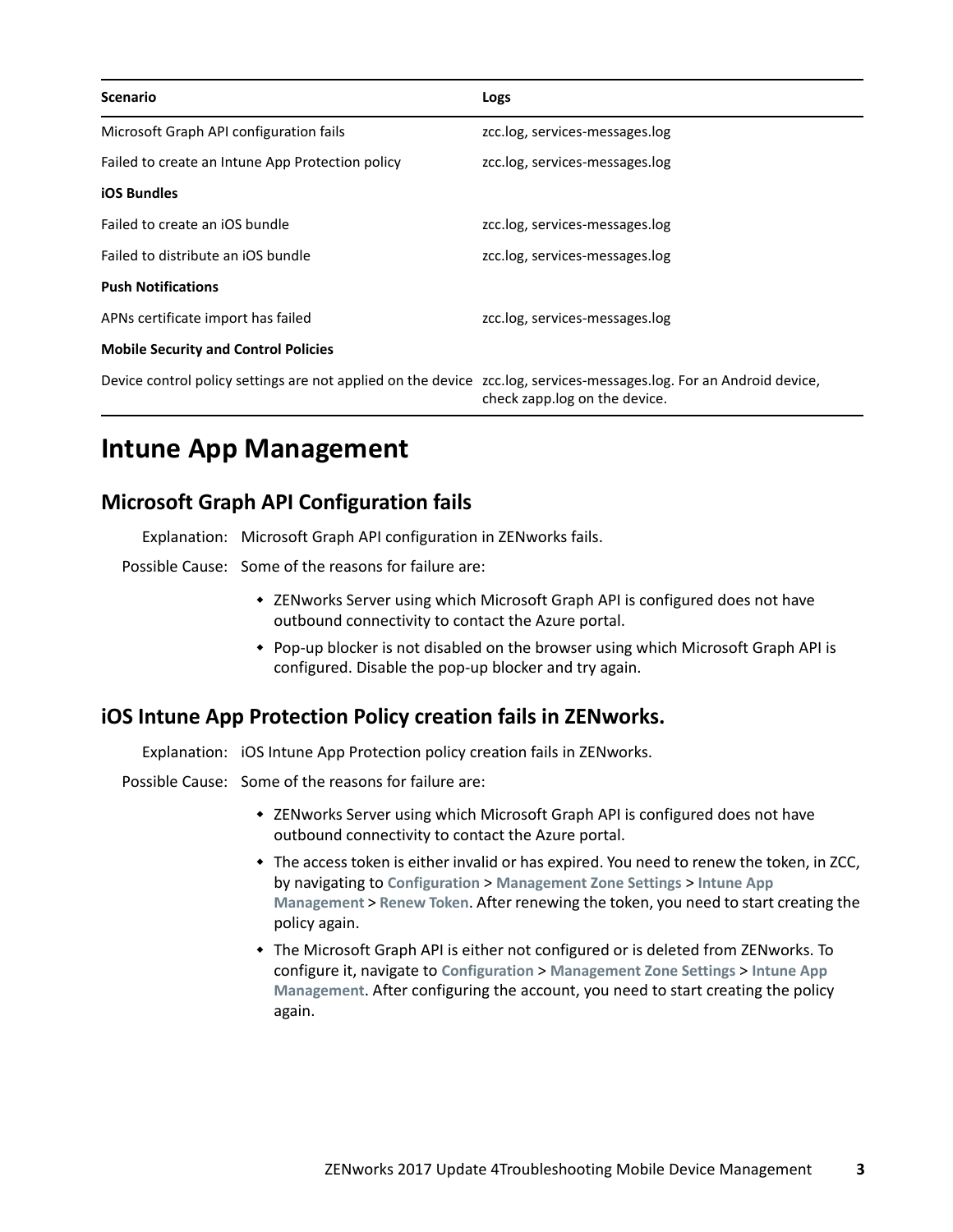| Scenario | Logs |
| --- | --- |
| Microsoft Graph API configuration fails | zcc.log, services-messages.log |
| Failed to create an Intune App Protection policy | zcc.log, services-messages.log |
| **iOS Bundles** | |
| Failed to create an iOS bundle | zcc.log, services-messages.log |
| Failed to distribute an iOS bundle | zcc.log, services-messages.log |
| **Push Notifications** | |
| APNs certificate import has failed | zcc.log, services-messages.log |
| **Mobile Security and Control Policies** | |
| Device control policy settings are not applied on the device | zcc.log, services-messages.log. For an Android device, check zapp.log on the device. |

# Intune App Management

## Microsoft Graph API Configuration fails

Explanation: Microsoft Graph API configuration in ZENworks fails.

Possible Cause: Some of the reasons for failure are:

- ZENworks Server using which Microsoft Graph API is configured does not have outbound connectivity to contact the Azure portal.
- Pop-up blocker is not disabled on the browser using which Microsoft Graph API is configured. Disable the pop-up blocker and try again.

## iOS Intune App Protection Policy creation fails in ZENworks.

Explanation: iOS Intune App Protection policy creation fails in ZENworks.

Possible Cause: Some of the reasons for failure are:

- ZENworks Server using which Microsoft Graph API is configured does not have outbound connectivity to contact the Azure portal.
- The access token is either invalid or has expired. You need to renew the token, in ZCC, by navigating to **Configuration** > **Management Zone Settings** > **Intune App Management** > **Renew Token**. After renewing the token, you need to start creating the policy again.
- The Microsoft Graph API is either not configured or is deleted from ZENworks. To configure it, navigate to **Configuration** > **Management Zone Settings** > **Intune App Management**. After configuring the account, you need to start creating the policy again.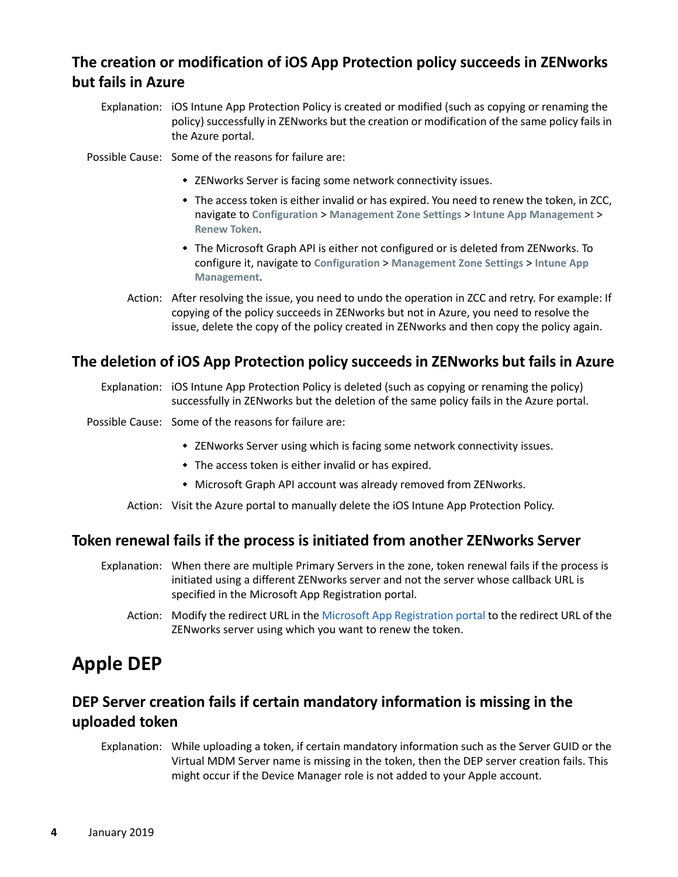### The creation or modification of iOS App Protection policy succeeds in ZENworks but fails in Azure

Explanation: iOS Intune App Protection Policy is created or modified (such as copying or renaming the policy) successfully in ZENworks but the creation or modification of the same policy fails in the Azure portal.

Possible Cause: Some of the reasons for failure are:

- ZENworks Server is facing some network connectivity issues.
- The access token is either invalid or has expired. You need to renew the token, in ZCC, navigate to **Configuration** > **Management Zone Settings** > **Intune App Management** > **Renew Token**.
- The Microsoft Graph API is either not configured or is deleted from ZENworks. To configure it, navigate to **Configuration** > **Management Zone Settings** > **Intune App Management**.

Action: After resolving the issue, you need to undo the operation in ZCC and retry. For example: If copying of the policy succeeds in ZENworks but not in Azure, you need to resolve the issue, delete the copy of the policy created in ZENworks and then copy the policy again.

### The deletion of iOS App Protection policy succeeds in ZENworks but fails in Azure

Explanation: iOS Intune App Protection Policy is deleted (such as copying or renaming the policy) successfully in ZENworks but the deletion of the same policy fails in the Azure portal.

Possible Cause: Some of the reasons for failure are:

- ZENworks Server using which is facing some network connectivity issues.
- The access token is either invalid or has expired.
- Microsoft Graph API account was already removed from ZENworks.

Action: Visit the Azure portal to manually delete the iOS Intune App Protection Policy.

### Token renewal fails if the process is initiated from another ZENworks Server

Explanation: When there are multiple Primary Servers in the zone, token renewal fails if the process is initiated using a different ZENworks server and not the server whose callback URL is specified in the Microsoft App Registration portal.

Action: Modify the redirect URL in the Microsoft App Registration portal to the redirect URL of the ZENworks server using which you want to renew the token.

## Apple DEP

### DEP Server creation fails if certain mandatory information is missing in the uploaded token

Explanation: While uploading a token, if certain mandatory information such as the Server GUID or the Virtual MDM Server name is missing in the token, then the DEP server creation fails. This might occur if the Device Manager role is not added to your Apple account.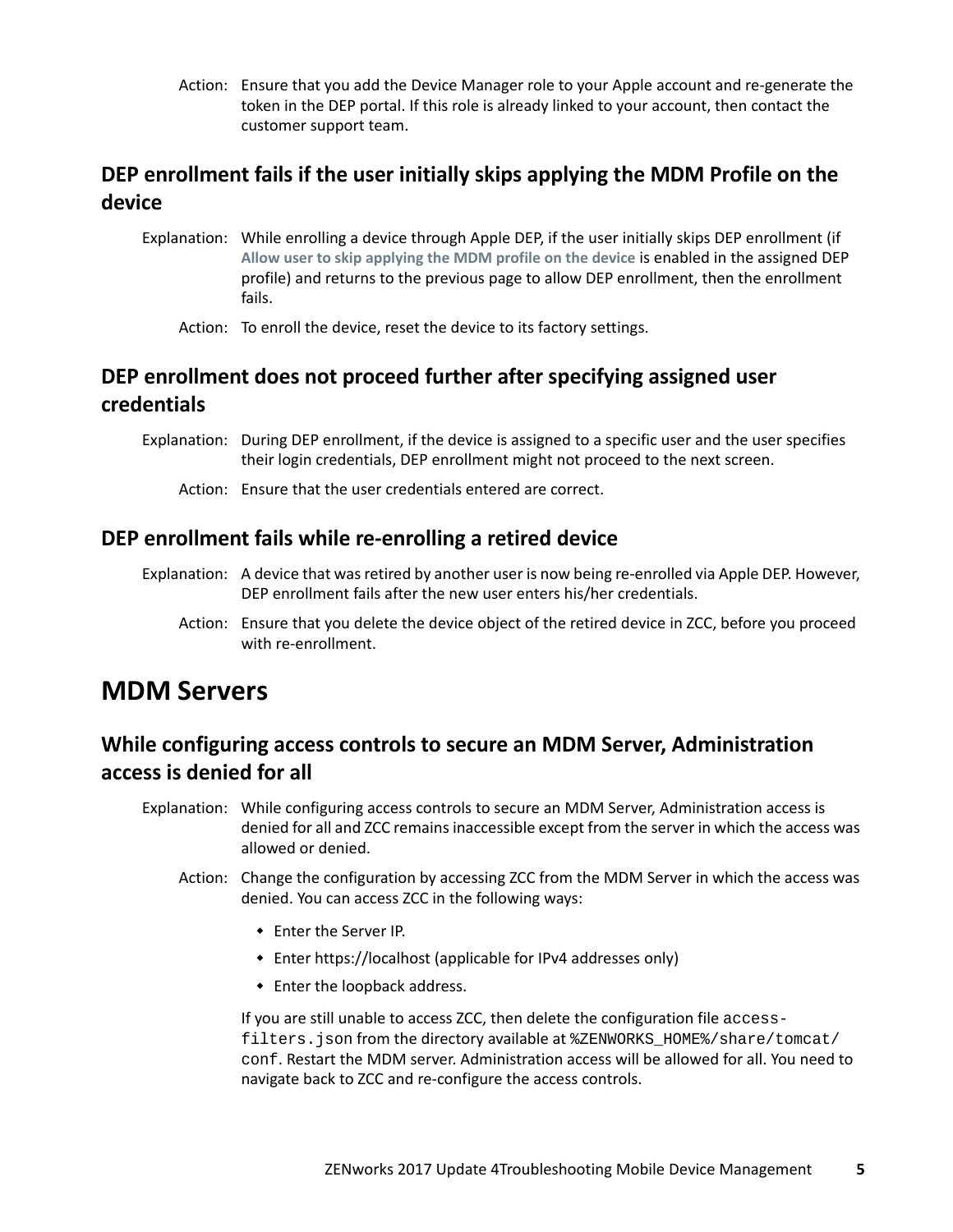Action: Ensure that you add the Device Manager role to your Apple account and re-generate the token in the DEP portal. If this role is already linked to your account, then contact the customer support team.

### DEP enrollment fails if the user initially skips applying the MDM Profile on the device

Explanation: While enrolling a device through Apple DEP, if the user initially skips DEP enrollment (if **Allow user to skip applying the MDM profile on the device** is enabled in the assigned DEP profile) and returns to the previous page to allow DEP enrollment, then the enrollment fails.

Action: To enroll the device, reset the device to its factory settings.

### DEP enrollment does not proceed further after specifying assigned user credentials

Explanation: During DEP enrollment, if the device is assigned to a specific user and the user specifies their login credentials, DEP enrollment might not proceed to the next screen.

Action: Ensure that the user credentials entered are correct.

### DEP enrollment fails while re-enrolling a retired device

Explanation: A device that was retired by another user is now being re-enrolled via Apple DEP. However, DEP enrollment fails after the new user enters his/her credentials.

Action: Ensure that you delete the device object of the retired device in ZCC, before you proceed with re-enrollment.

## MDM Servers

### While configuring access controls to secure an MDM Server, Administration access is denied for all

Explanation: While configuring access controls to secure an MDM Server, Administration access is denied for all and ZCC remains inaccessible except from the server in which the access was allowed or denied.

Action: Change the configuration by accessing ZCC from the MDM Server in which the access was denied. You can access ZCC in the following ways:

- Enter the Server IP.
- Enter https://localhost (applicable for IPv4 addresses only)
- Enter the loopback address.

If you are still unable to access ZCC, then delete the configuration file `access-filters.json` from the directory available at `%ZENWORKS_HOME%/share/tomcat/conf`. Restart the MDM server. Administration access will be allowed for all. You need to navigate back to ZCC and re-configure the access controls.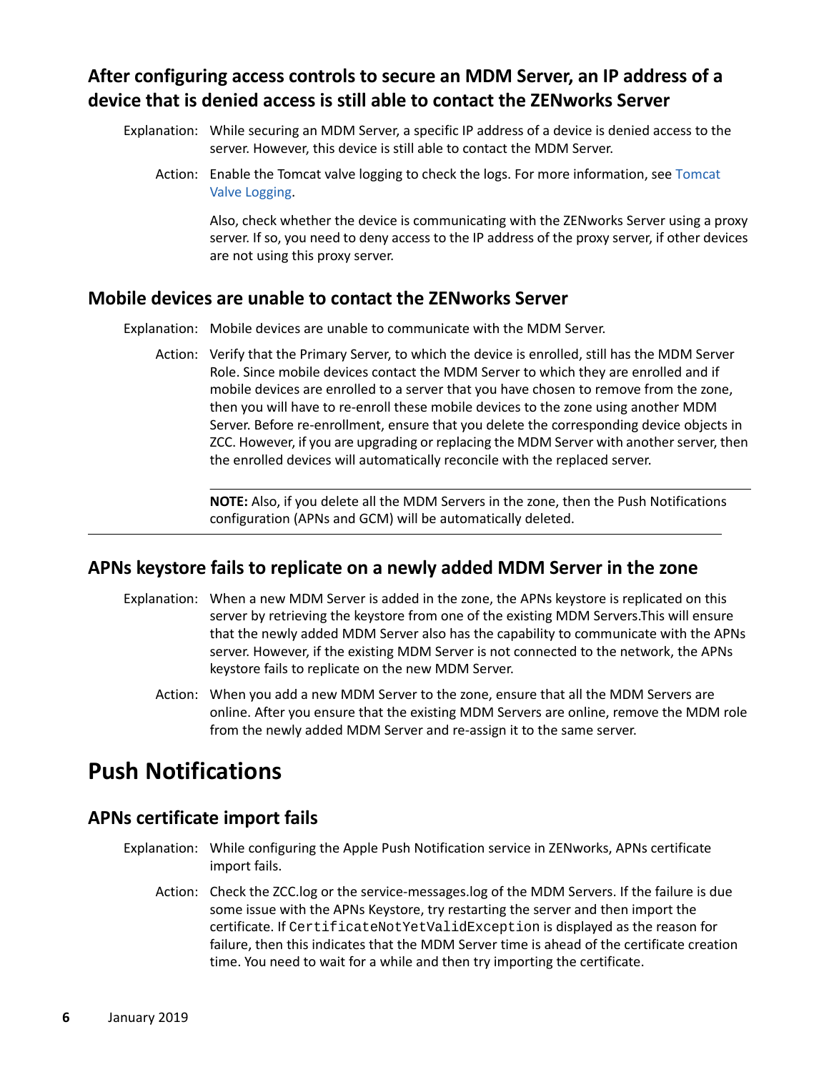### After configuring access controls to secure an MDM Server, an IP address of a device that is denied access is still able to contact the ZENworks Server

Explanation: While securing an MDM Server, a specific IP address of a device is denied access to the server. However, this device is still able to contact the MDM Server.

Action: Enable the Tomcat valve logging to check the logs. For more information, see Tomcat Valve Logging.

Also, check whether the device is communicating with the ZENworks Server using a proxy server. If so, you need to deny access to the IP address of the proxy server, if other devices are not using this proxy server.

### Mobile devices are unable to contact the ZENworks Server

Explanation: Mobile devices are unable to communicate with the MDM Server.

Action: Verify that the Primary Server, to which the device is enrolled, still has the MDM Server Role. Since mobile devices contact the MDM Server to which they are enrolled and if mobile devices are enrolled to a server that you have chosen to remove from the zone, then you will have to re-enroll these mobile devices to the zone using another MDM Server. Before re-enrollment, ensure that you delete the corresponding device objects in ZCC. However, if you are upgrading or replacing the MDM Server with another server, then the enrolled devices will automatically reconcile with the replaced server.

**NOTE:** Also, if you delete all the MDM Servers in the zone, then the Push Notifications configuration (APNs and GCM) will be automatically deleted.

### APNs keystore fails to replicate on a newly added MDM Server in the zone

Explanation: When a new MDM Server is added in the zone, the APNs keystore is replicated on this server by retrieving the keystore from one of the existing MDM Servers.This will ensure that the newly added MDM Server also has the capability to communicate with the APNs server. However, if the existing MDM Server is not connected to the network, the APNs keystore fails to replicate on the new MDM Server.

Action: When you add a new MDM Server to the zone, ensure that all the MDM Servers are online. After you ensure that the existing MDM Servers are online, remove the MDM role from the newly added MDM Server and re-assign it to the same server.

## Push Notifications

### APNs certificate import fails

Explanation: While configuring the Apple Push Notification service in ZENworks, APNs certificate import fails.

Action: Check the ZCC.log or the service-messages.log of the MDM Servers. If the failure is due some issue with the APNs Keystore, try restarting the server and then import the certificate. If `CertificateNotYetValidException` is displayed as the reason for failure, then this indicates that the MDM Server time is ahead of the certificate creation time. You need to wait for a while and then try importing the certificate.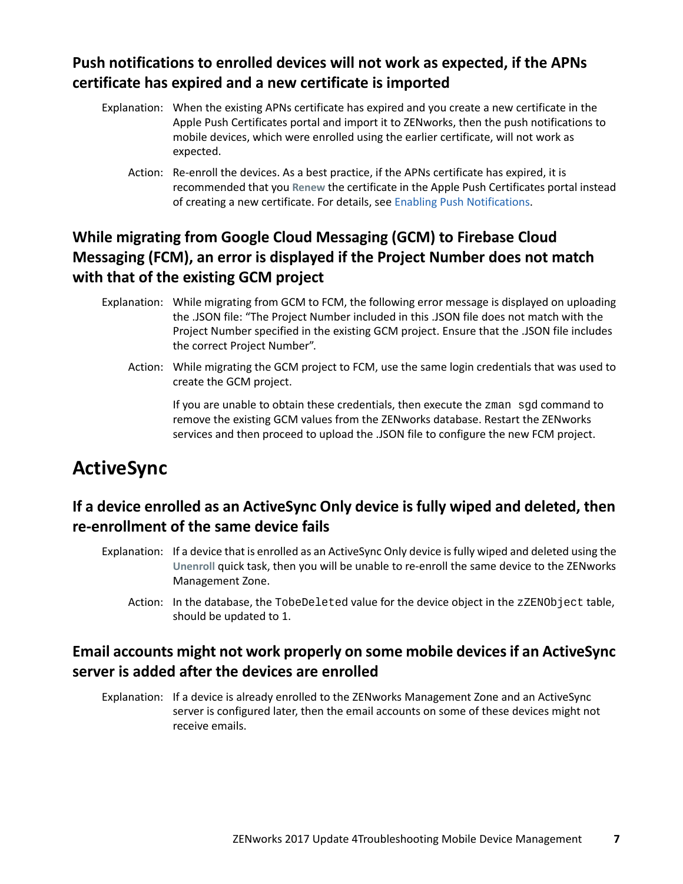### Push notifications to enrolled devices will not work as expected, if the APNs certificate has expired and a new certificate is imported

Explanation: When the existing APNs certificate has expired and you create a new certificate in the Apple Push Certificates portal and import it to ZENworks, then the push notifications to mobile devices, which were enrolled using the earlier certificate, will not work as expected.

Action: Re-enroll the devices. As a best practice, if the APNs certificate has expired, it is recommended that you **Renew** the certificate in the Apple Push Certificates portal instead of creating a new certificate. For details, see Enabling Push Notifications.

### While migrating from Google Cloud Messaging (GCM) to Firebase Cloud Messaging (FCM), an error is displayed if the Project Number does not match with that of the existing GCM project

Explanation: While migrating from GCM to FCM, the following error message is displayed on uploading the .JSON file: "The Project Number included in this .JSON file does not match with the Project Number specified in the existing GCM project. Ensure that the .JSON file includes the correct Project Number".

Action: While migrating the GCM project to FCM, use the same login credentials that was used to create the GCM project.

If you are unable to obtain these credentials, then execute the `zman sgd` command to remove the existing GCM values from the ZENworks database. Restart the ZENworks services and then proceed to upload the .JSON file to configure the new FCM project.

## ActiveSync

### If a device enrolled as an ActiveSync Only device is fully wiped and deleted, then re-enrollment of the same device fails

Explanation: If a device that is enrolled as an ActiveSync Only device is fully wiped and deleted using the **Unenroll** quick task, then you will be unable to re-enroll the same device to the ZENworks Management Zone.

Action: In the database, the `TobeDeleted` value for the device object in the `zZENObject` table, should be updated to 1.

### Email accounts might not work properly on some mobile devices if an ActiveSync server is added after the devices are enrolled

Explanation: If a device is already enrolled to the ZENworks Management Zone and an ActiveSync server is configured later, then the email accounts on some of these devices might not receive emails.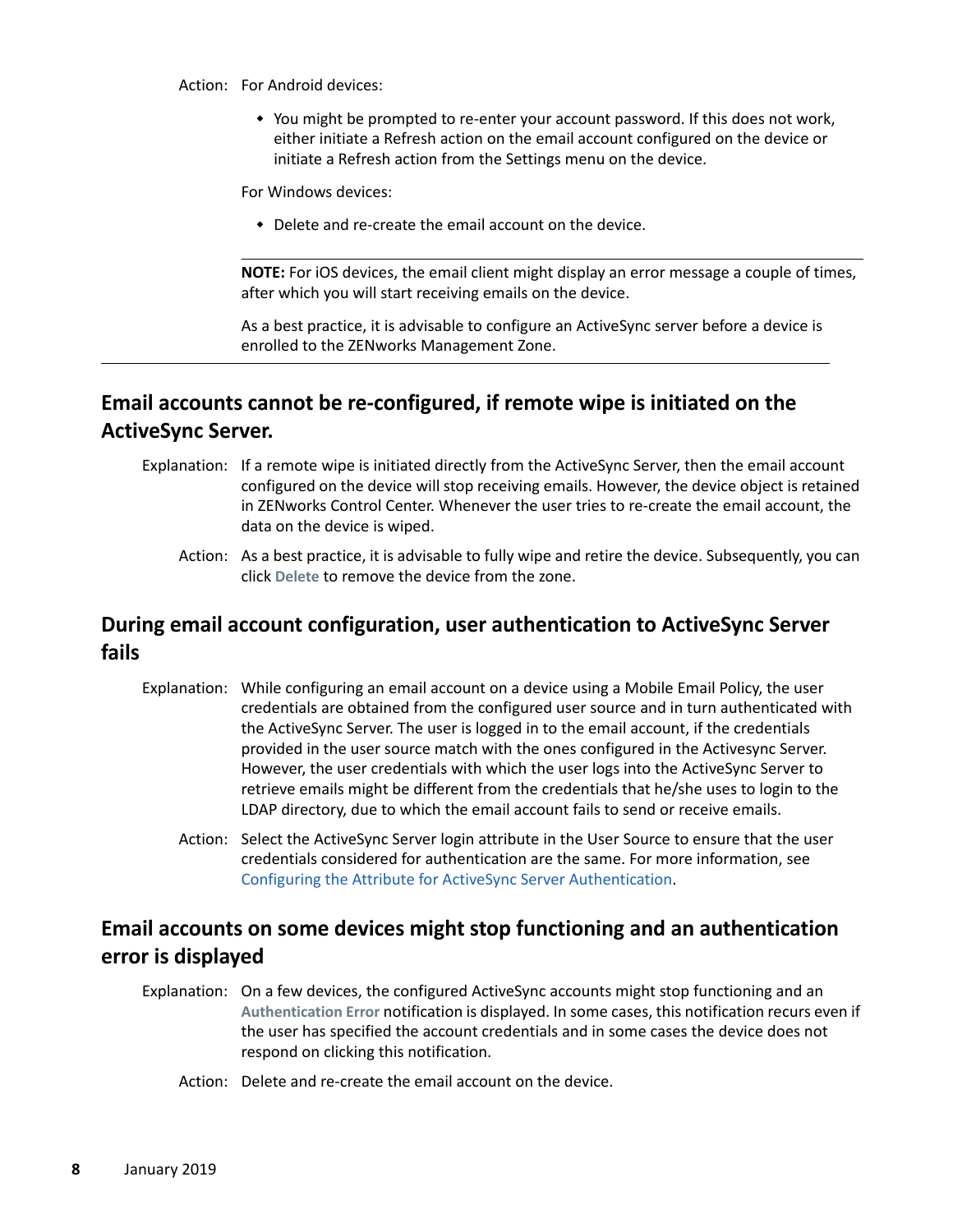Action: For Android devices:

- You might be prompted to re-enter your account password. If this does not work, either initiate a Refresh action on the email account configured on the device or initiate a Refresh action from the Settings menu on the device.

For Windows devices:

- Delete and re-create the email account on the device.

---

**NOTE:** For iOS devices, the email client might display an error message a couple of times, after which you will start receiving emails on the device.

As a best practice, it is advisable to configure an ActiveSync server before a device is enrolled to the ZENworks Management Zone.

---

## Email accounts cannot be re-configured, if remote wipe is initiated on the ActiveSync Server.

Explanation: If a remote wipe is initiated directly from the ActiveSync Server, then the email account configured on the device will stop receiving emails. However, the device object is retained in ZENworks Control Center. Whenever the user tries to re-create the email account, the data on the device is wiped.

Action: As a best practice, it is advisable to fully wipe and retire the device. Subsequently, you can click **Delete** to remove the device from the zone.

## During email account configuration, user authentication to ActiveSync Server fails

Explanation: While configuring an email account on a device using a Mobile Email Policy, the user credentials are obtained from the configured user source and in turn authenticated with the ActiveSync Server. The user is logged in to the email account, if the credentials provided in the user source match with the ones configured in the Activesync Server. However, the user credentials with which the user logs into the ActiveSync Server to retrieve emails might be different from the credentials that he/she uses to login to the LDAP directory, due to which the email account fails to send or receive emails.

Action: Select the ActiveSync Server login attribute in the User Source to ensure that the user credentials considered for authentication are the same. For more information, see Configuring the Attribute for ActiveSync Server Authentication.

## Email accounts on some devices might stop functioning and an authentication error is displayed

Explanation: On a few devices, the configured ActiveSync accounts might stop functioning and an **Authentication Error** notification is displayed. In some cases, this notification recurs even if the user has specified the account credentials and in some cases the device does not respond on clicking this notification.

Action: Delete and re-create the email account on the device.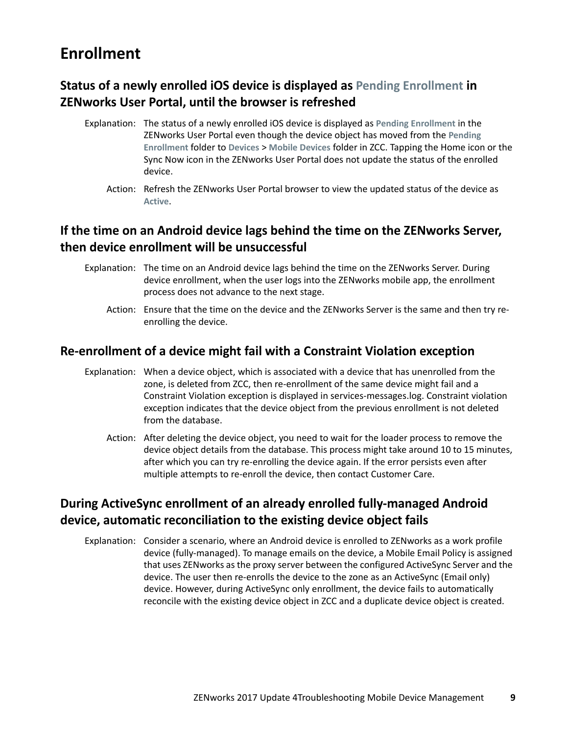# Enrollment

## Status of a newly enrolled iOS device is displayed as Pending Enrollment in ZENworks User Portal, until the browser is refreshed

Explanation: The status of a newly enrolled iOS device is displayed as **Pending Enrollment** in the ZENworks User Portal even though the device object has moved from the **Pending Enrollment** folder to **Devices** > **Mobile Devices** folder in ZCC. Tapping the Home icon or the Sync Now icon in the ZENworks User Portal does not update the status of the enrolled device.

Action: Refresh the ZENworks User Portal browser to view the updated status of the device as **Active**.

## If the time on an Android device lags behind the time on the ZENworks Server, then device enrollment will be unsuccessful

Explanation: The time on an Android device lags behind the time on the ZENworks Server. During device enrollment, when the user logs into the ZENworks mobile app, the enrollment process does not advance to the next stage.

Action: Ensure that the time on the device and the ZENworks Server is the same and then try re-enrolling the device.

## Re-enrollment of a device might fail with a Constraint Violation exception

Explanation: When a device object, which is associated with a device that has unenrolled from the zone, is deleted from ZCC, then re-enrollment of the same device might fail and a Constraint Violation exception is displayed in services-messages.log. Constraint violation exception indicates that the device object from the previous enrollment is not deleted from the database.

Action: After deleting the device object, you need to wait for the loader process to remove the device object details from the database. This process might take around 10 to 15 minutes, after which you can try re-enrolling the device again. If the error persists even after multiple attempts to re-enroll the device, then contact Customer Care.

## During ActiveSync enrollment of an already enrolled fully-managed Android device, automatic reconciliation to the existing device object fails

Explanation: Consider a scenario, where an Android device is enrolled to ZENworks as a work profile device (fully-managed). To manage emails on the device, a Mobile Email Policy is assigned that uses ZENworks as the proxy server between the configured ActiveSync Server and the device. The user then re-enrolls the device to the zone as an ActiveSync (Email only) device. However, during ActiveSync only enrollment, the device fails to automatically reconcile with the existing device object in ZCC and a duplicate device object is created.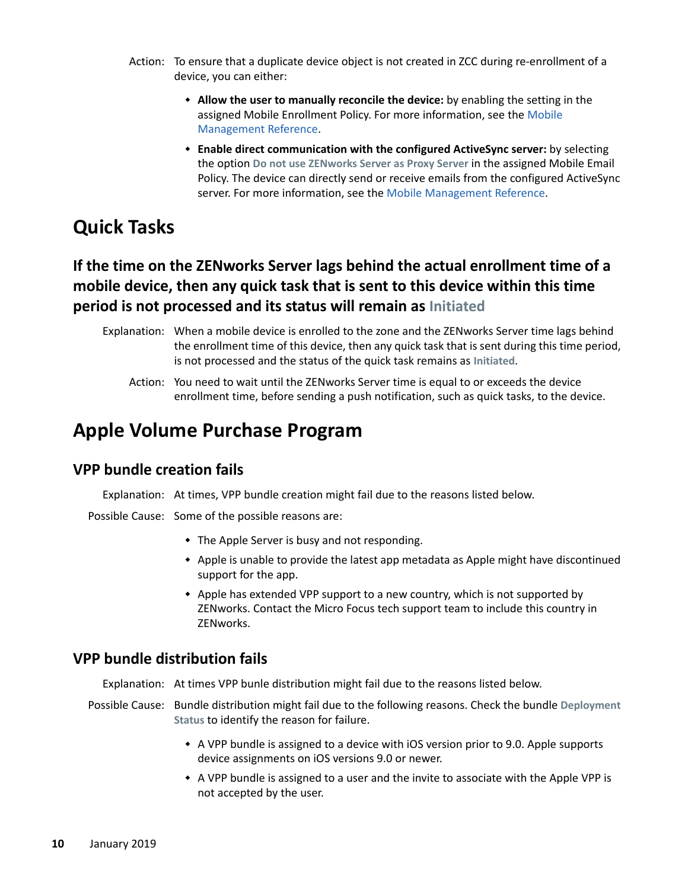Action: To ensure that a duplicate device object is not created in ZCC during re-enrollment of a device, you can either:

- **Allow the user to manually reconcile the device:** by enabling the setting in the assigned Mobile Enrollment Policy. For more information, see the Mobile Management Reference.
- **Enable direct communication with the configured ActiveSync server:** by selecting the option **Do not use ZENworks Server as Proxy Server** in the assigned Mobile Email Policy. The device can directly send or receive emails from the configured ActiveSync server. For more information, see the Mobile Management Reference.

# Quick Tasks

## If the time on the ZENworks Server lags behind the actual enrollment time of a mobile device, then any quick task that is sent to this device within this time period is not processed and its status will remain as Initiated

Explanation: When a mobile device is enrolled to the zone and the ZENworks Server time lags behind the enrollment time of this device, then any quick task that is sent during this time period, is not processed and the status of the quick task remains as **Initiated**.

Action: You need to wait until the ZENworks Server time is equal to or exceeds the device enrollment time, before sending a push notification, such as quick tasks, to the device.

# Apple Volume Purchase Program

## VPP bundle creation fails

Explanation: At times, VPP bundle creation might fail due to the reasons listed below.

Possible Cause: Some of the possible reasons are:

- The Apple Server is busy and not responding.
- Apple is unable to provide the latest app metadata as Apple might have discontinued support for the app.
- Apple has extended VPP support to a new country, which is not supported by ZENworks. Contact the Micro Focus tech support team to include this country in ZENworks.

## VPP bundle distribution fails

Explanation: At times VPP bunle distribution might fail due to the reasons listed below.

Possible Cause: Bundle distribution might fail due to the following reasons. Check the bundle **Deployment Status** to identify the reason for failure.

- A VPP bundle is assigned to a device with iOS version prior to 9.0. Apple supports device assignments on iOS versions 9.0 or newer.
- A VPP bundle is assigned to a user and the invite to associate with the Apple VPP is not accepted by the user.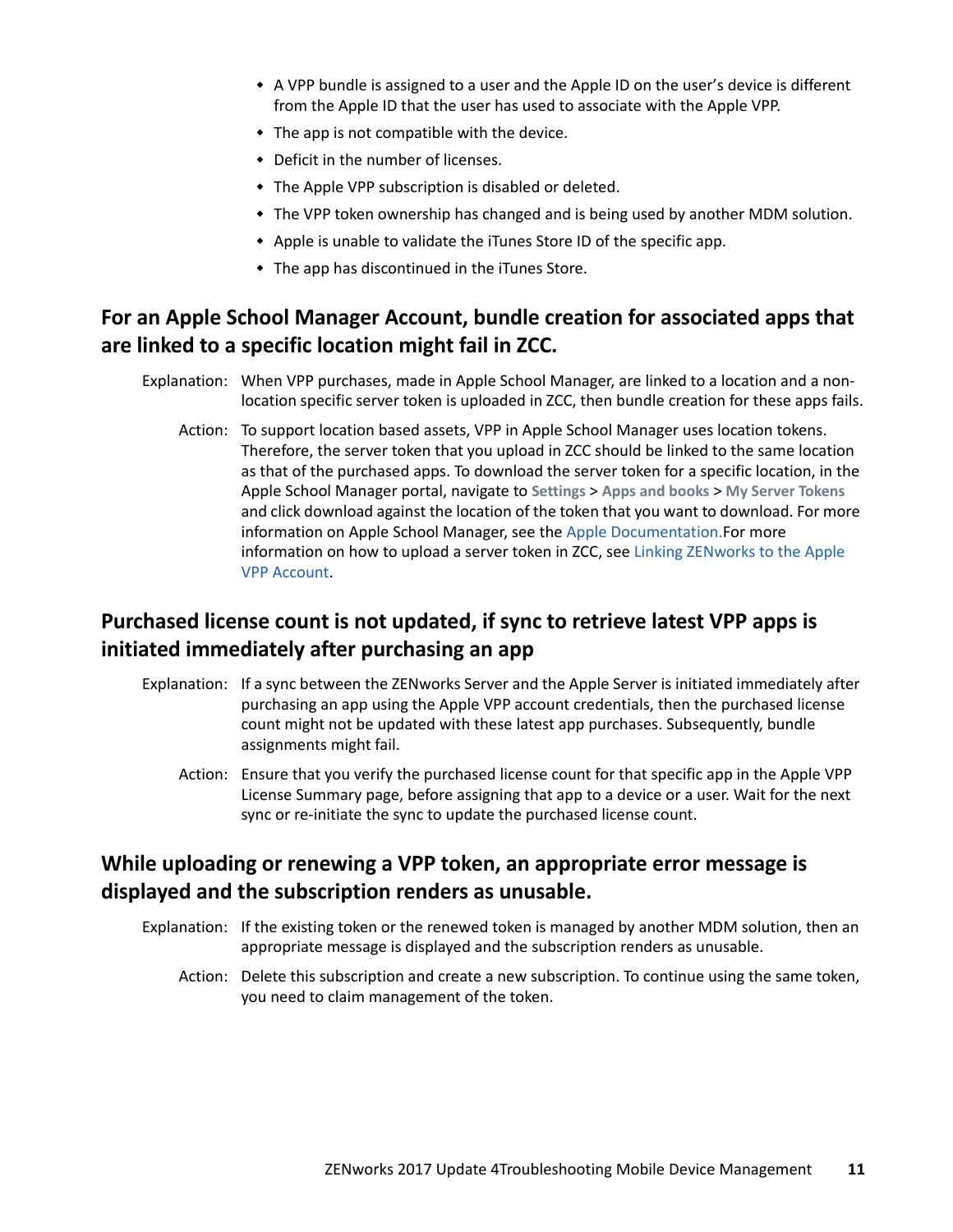- A VPP bundle is assigned to a user and the Apple ID on the user's device is different from the Apple ID that the user has used to associate with the Apple VPP.
- The app is not compatible with the device.
- Deficit in the number of licenses.
- The Apple VPP subscription is disabled or deleted.
- The VPP token ownership has changed and is being used by another MDM solution.
- Apple is unable to validate the iTunes Store ID of the specific app.
- The app has discontinued in the iTunes Store.

## For an Apple School Manager Account, bundle creation for associated apps that are linked to a specific location might fail in ZCC.

Explanation: When VPP purchases, made in Apple School Manager, are linked to a location and a non-location specific server token is uploaded in ZCC, then bundle creation for these apps fails.

Action: To support location based assets, VPP in Apple School Manager uses location tokens. Therefore, the server token that you upload in ZCC should be linked to the same location as that of the purchased apps. To download the server token for a specific location, in the Apple School Manager portal, navigate to **Settings** > **Apps and books** > **My Server Tokens** and click download against the location of the token that you want to download. For more information on Apple School Manager, see the Apple Documentation.For more information on how to upload a server token in ZCC, see Linking ZENworks to the Apple VPP Account.

## Purchased license count is not updated, if sync to retrieve latest VPP apps is initiated immediately after purchasing an app

Explanation: If a sync between the ZENworks Server and the Apple Server is initiated immediately after purchasing an app using the Apple VPP account credentials, then the purchased license count might not be updated with these latest app purchases. Subsequently, bundle assignments might fail.

Action: Ensure that you verify the purchased license count for that specific app in the Apple VPP License Summary page, before assigning that app to a device or a user. Wait for the next sync or re-initiate the sync to update the purchased license count.

## While uploading or renewing a VPP token, an appropriate error message is displayed and the subscription renders as unusable.

Explanation: If the existing token or the renewed token is managed by another MDM solution, then an appropriate message is displayed and the subscription renders as unusable.

Action: Delete this subscription and create a new subscription. To continue using the same token, you need to claim management of the token.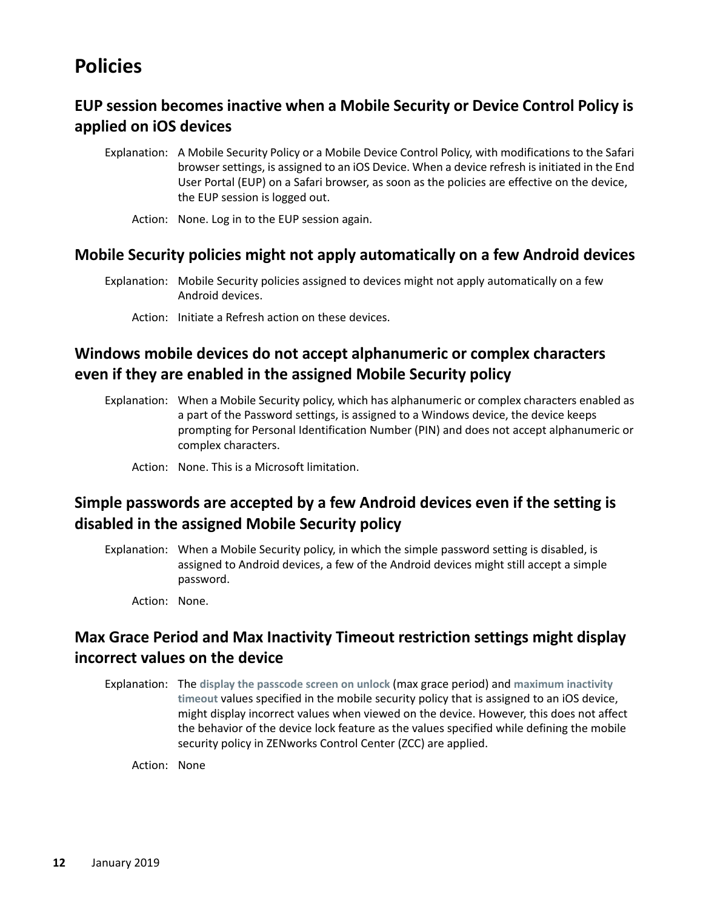# Policies

## EUP session becomes inactive when a Mobile Security or Device Control Policy is applied on iOS devices

Explanation: A Mobile Security Policy or a Mobile Device Control Policy, with modifications to the Safari browser settings, is assigned to an iOS Device. When a device refresh is initiated in the End User Portal (EUP) on a Safari browser, as soon as the policies are effective on the device, the EUP session is logged out.

Action: None. Log in to the EUP session again.

## Mobile Security policies might not apply automatically on a few Android devices

Explanation: Mobile Security policies assigned to devices might not apply automatically on a few Android devices.

Action: Initiate a Refresh action on these devices.

## Windows mobile devices do not accept alphanumeric or complex characters even if they are enabled in the assigned Mobile Security policy

Explanation: When a Mobile Security policy, which has alphanumeric or complex characters enabled as a part of the Password settings, is assigned to a Windows device, the device keeps prompting for Personal Identification Number (PIN) and does not accept alphanumeric or complex characters.

Action: None. This is a Microsoft limitation.

## Simple passwords are accepted by a few Android devices even if the setting is disabled in the assigned Mobile Security policy

Explanation: When a Mobile Security policy, in which the simple password setting is disabled, is assigned to Android devices, a few of the Android devices might still accept a simple password.

Action: None.

## Max Grace Period and Max Inactivity Timeout restriction settings might display incorrect values on the device

Explanation: The **display the passcode screen on unlock** (max grace period) and **maximum inactivity timeout** values specified in the mobile security policy that is assigned to an iOS device, might display incorrect values when viewed on the device. However, this does not affect the behavior of the device lock feature as the values specified while defining the mobile security policy in ZENworks Control Center (ZCC) are applied.

Action: None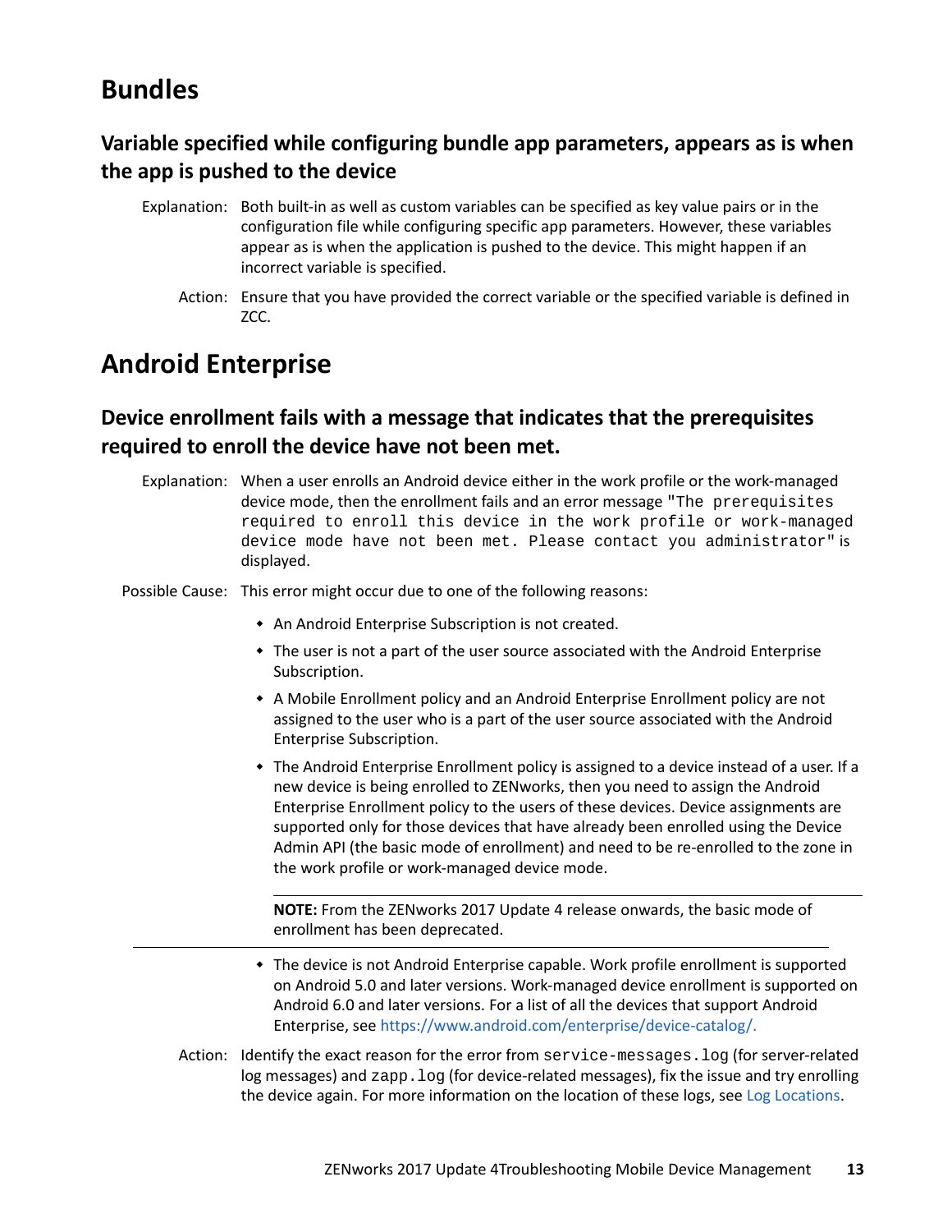# Bundles

## Variable specified while configuring bundle app parameters, appears as is when the app is pushed to the device

Explanation: Both built-in as well as custom variables can be specified as key value pairs or in the configuration file while configuring specific app parameters. However, these variables appear as is when the application is pushed to the device. This might happen if an incorrect variable is specified.

Action: Ensure that you have provided the correct variable or the specified variable is defined in ZCC.

# Android Enterprise

## Device enrollment fails with a message that indicates that the prerequisites required to enroll the device have not been met.

Explanation: When a user enrolls an Android device either in the work profile or the work-managed device mode, then the enrollment fails and an error message `"The prerequisites required to enroll this device in the work profile or work-managed device mode have not been met. Please contact you administrator"` is displayed.

Possible Cause: This error might occur due to one of the following reasons:

- An Android Enterprise Subscription is not created.
- The user is not a part of the user source associated with the Android Enterprise Subscription.
- A Mobile Enrollment policy and an Android Enterprise Enrollment policy are not assigned to the user who is a part of the user source associated with the Android Enterprise Subscription.
- The Android Enterprise Enrollment policy is assigned to a device instead of a user. If a new device is being enrolled to ZENworks, then you need to assign the Android Enterprise Enrollment policy to the users of these devices. Device assignments are supported only for those devices that have already been enrolled using the Device Admin API (the basic mode of enrollment) and need to be re-enrolled to the zone in the work profile or work-managed device mode.

**NOTE:** From the ZENworks 2017 Update 4 release onwards, the basic mode of enrollment has been deprecated.

- The device is not Android Enterprise capable. Work profile enrollment is supported on Android 5.0 and later versions. Work-managed device enrollment is supported on Android 6.0 and later versions. For a list of all the devices that support Android Enterprise, see https://www.android.com/enterprise/device-catalog/.

Action: Identify the exact reason for the error from `service-messages.log` (for server-related log messages) and `zapp.log` (for device-related messages), fix the issue and try enrolling the device again. For more information on the location of these logs, see Log Locations.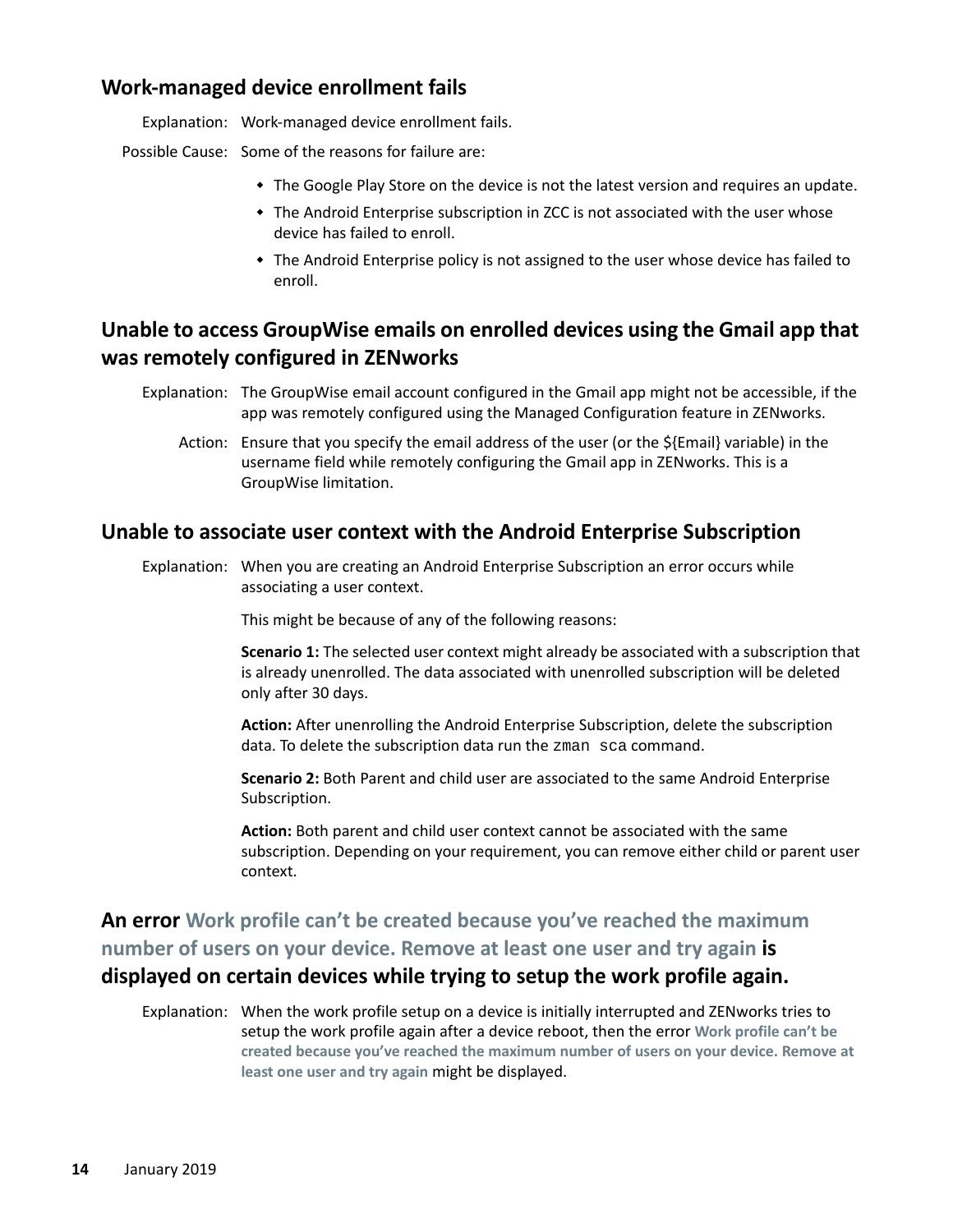## Work-managed device enrollment fails

Explanation: Work-managed device enrollment fails.

Possible Cause: Some of the reasons for failure are:

- The Google Play Store on the device is not the latest version and requires an update.
- The Android Enterprise subscription in ZCC is not associated with the user whose device has failed to enroll.
- The Android Enterprise policy is not assigned to the user whose device has failed to enroll.

## Unable to access GroupWise emails on enrolled devices using the Gmail app that was remotely configured in ZENworks

Explanation: The GroupWise email account configured in the Gmail app might not be accessible, if the app was remotely configured using the Managed Configuration feature in ZENworks.

Action: Ensure that you specify the email address of the user (or the ${Email} variable) in the username field while remotely configuring the Gmail app in ZENworks. This is a GroupWise limitation.

## Unable to associate user context with the Android Enterprise Subscription

Explanation: When you are creating an Android Enterprise Subscription an error occurs while associating a user context.

This might be because of any of the following reasons:

**Scenario 1:** The selected user context might already be associated with a subscription that is already unenrolled. The data associated with unenrolled subscription will be deleted only after 30 days.

**Action:** After unenrolling the Android Enterprise Subscription, delete the subscription data. To delete the subscription data run the `zman sca` command.

**Scenario 2:** Both Parent and child user are associated to the same Android Enterprise Subscription.

**Action:** Both parent and child user context cannot be associated with the same subscription. Depending on your requirement, you can remove either child or parent user context.

## An error Work profile can’t be created because you’ve reached the maximum number of users on your device. Remove at least one user and try again is displayed on certain devices while trying to setup the work profile again.

Explanation: When the work profile setup on a device is initially interrupted and ZENworks tries to setup the work profile again after a device reboot, then the error **Work profile can’t be created because you’ve reached the maximum number of users on your device. Remove at least one user and try again** might be displayed.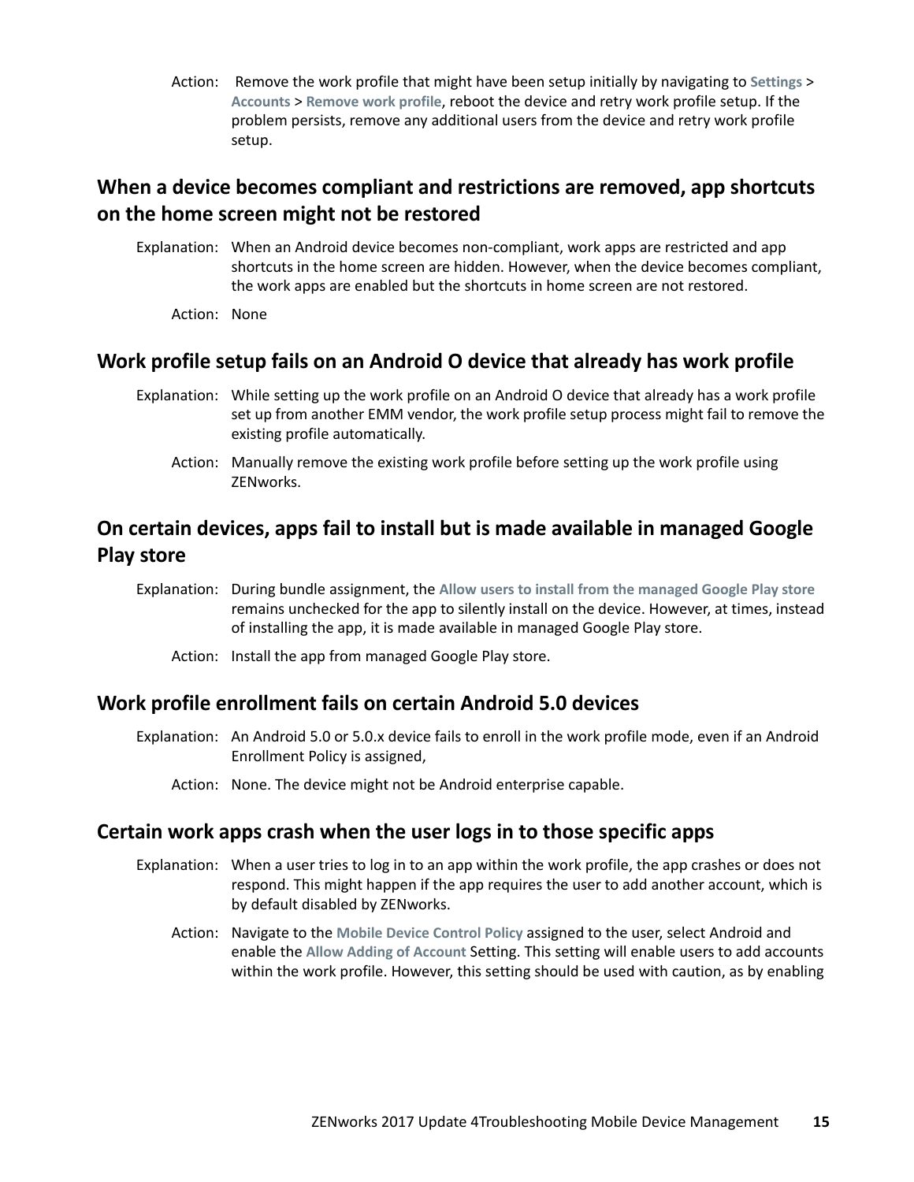Action: Remove the work profile that might have been setup initially by navigating to **Settings** > **Accounts** > **Remove work profile**, reboot the device and retry work profile setup. If the problem persists, remove any additional users from the device and retry work profile setup.

## When a device becomes compliant and restrictions are removed, app shortcuts on the home screen might not be restored

Explanation: When an Android device becomes non-compliant, work apps are restricted and app shortcuts in the home screen are hidden. However, when the device becomes compliant, the work apps are enabled but the shortcuts in home screen are not restored.

Action: None

## Work profile setup fails on an Android O device that already has work profile

Explanation: While setting up the work profile on an Android O device that already has a work profile set up from another EMM vendor, the work profile setup process might fail to remove the existing profile automatically.

Action: Manually remove the existing work profile before setting up the work profile using ZENworks.

## On certain devices, apps fail to install but is made available in managed Google Play store

Explanation: During bundle assignment, the **Allow users to install from the managed Google Play store** remains unchecked for the app to silently install on the device. However, at times, instead of installing the app, it is made available in managed Google Play store.

Action: Install the app from managed Google Play store.

## Work profile enrollment fails on certain Android 5.0 devices

Explanation: An Android 5.0 or 5.0.x device fails to enroll in the work profile mode, even if an Android Enrollment Policy is assigned,

Action: None. The device might not be Android enterprise capable.

## Certain work apps crash when the user logs in to those specific apps

Explanation: When a user tries to log in to an app within the work profile, the app crashes or does not respond. This might happen if the app requires the user to add another account, which is by default disabled by ZENworks.

Action: Navigate to the **Mobile Device Control Policy** assigned to the user, select Android and enable the **Allow Adding of Account** Setting. This setting will enable users to add accounts within the work profile. However, this setting should be used with caution, as by enabling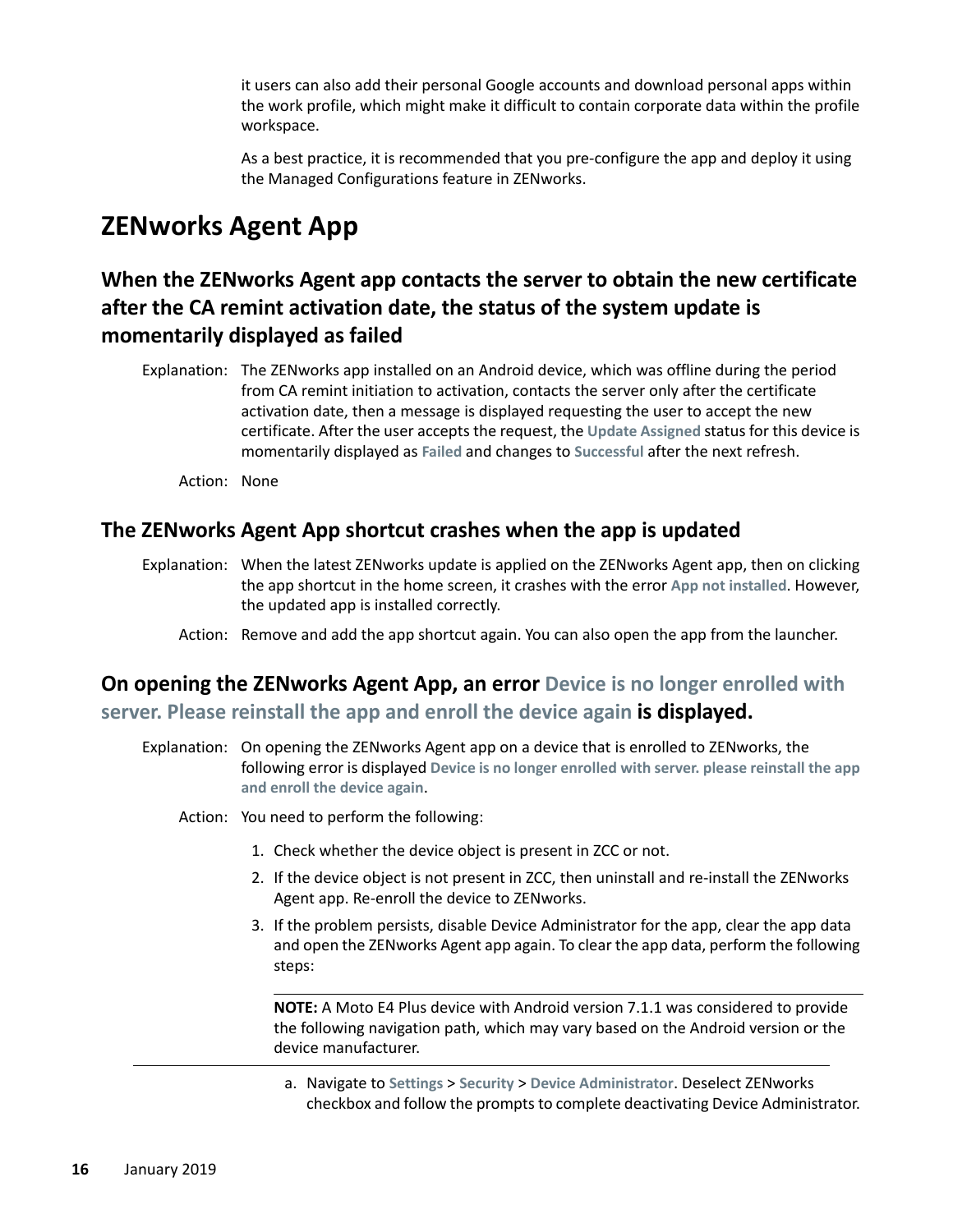it users can also add their personal Google accounts and download personal apps within the work profile, which might make it difficult to contain corporate data within the profile workspace.

As a best practice, it is recommended that you pre-configure the app and deploy it using the Managed Configurations feature in ZENworks.

## ZENworks Agent App

### When the ZENworks Agent app contacts the server to obtain the new certificate after the CA remint activation date, the status of the system update is momentarily displayed as failed

Explanation: The ZENworks app installed on an Android device, which was offline during the period from CA remint initiation to activation, contacts the server only after the certificate activation date, then a message is displayed requesting the user to accept the new certificate. After the user accepts the request, the **Update Assigned** status for this device is momentarily displayed as **Failed** and changes to **Successful** after the next refresh.

Action: None

### The ZENworks Agent App shortcut crashes when the app is updated

Explanation: When the latest ZENworks update is applied on the ZENworks Agent app, then on clicking the app shortcut in the home screen, it crashes with the error **App not installed**. However, the updated app is installed correctly.

Action: Remove and add the app shortcut again. You can also open the app from the launcher.

### On opening the ZENworks Agent App, an error Device is no longer enrolled with server. Please reinstall the app and enroll the device again is displayed.

Explanation: On opening the ZENworks Agent app on a device that is enrolled to ZENworks, the following error is displayed **Device is no longer enrolled with server. please reinstall the app and enroll the device again**.

Action: You need to perform the following:

1. Check whether the device object is present in ZCC or not.
2. If the device object is not present in ZCC, then uninstall and re-install the ZENworks Agent app. Re-enroll the device to ZENworks.
3. If the problem persists, disable Device Administrator for the app, clear the app data and open the ZENworks Agent app again. To clear the app data, perform the following steps:

   **NOTE:** A Moto E4 Plus device with Android version 7.1.1 was considered to provide the following navigation path, which may vary based on the Android version or the device manufacturer.

   a. Navigate to **Settings** > **Security** > **Device Administrator**. Deselect ZENworks checkbox and follow the prompts to complete deactivating Device Administrator.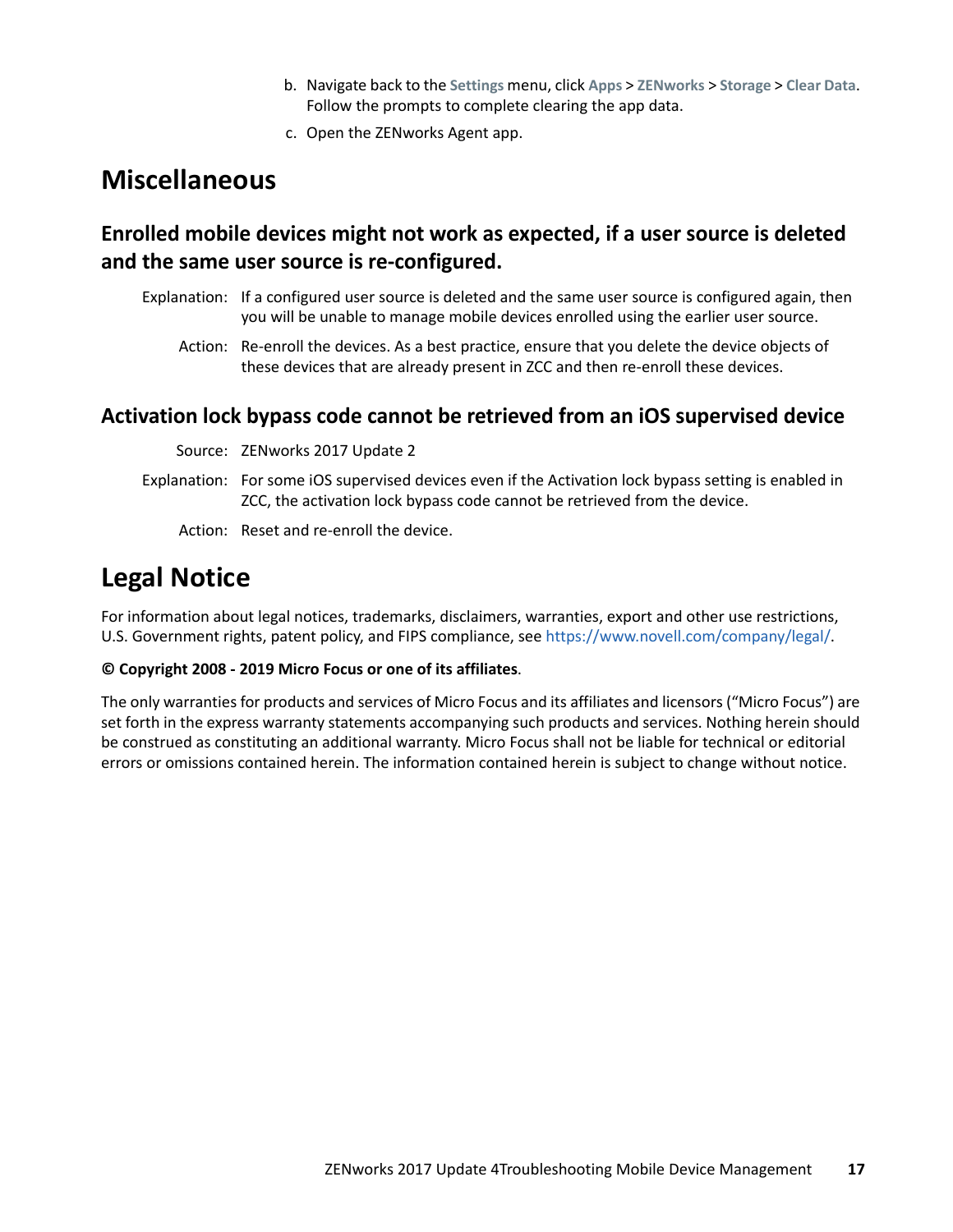b. Navigate back to the **Settings** menu, click **Apps** > **ZENworks** > **Storage** > **Clear Data**. Follow the prompts to complete clearing the app data.

c. Open the ZENworks Agent app.

# Miscellaneous

## Enrolled mobile devices might not work as expected, if a user source is deleted and the same user source is re-configured.

Explanation: If a configured user source is deleted and the same user source is configured again, then you will be unable to manage mobile devices enrolled using the earlier user source.

Action: Re-enroll the devices. As a best practice, ensure that you delete the device objects of these devices that are already present in ZCC and then re-enroll these devices.

## Activation lock bypass code cannot be retrieved from an iOS supervised device

Source: ZENworks 2017 Update 2

Explanation: For some iOS supervised devices even if the Activation lock bypass setting is enabled in ZCC, the activation lock bypass code cannot be retrieved from the device.

Action: Reset and re-enroll the device.

# Legal Notice

For information about legal notices, trademarks, disclaimers, warranties, export and other use restrictions, U.S. Government rights, patent policy, and FIPS compliance, see https://www.novell.com/company/legal/.

**© Copyright 2008 - 2019 Micro Focus or one of its affiliates**.

The only warranties for products and services of Micro Focus and its affiliates and licensors ("Micro Focus") are set forth in the express warranty statements accompanying such products and services. Nothing herein should be construed as constituting an additional warranty. Micro Focus shall not be liable for technical or editorial errors or omissions contained herein. The information contained herein is subject to change without notice.